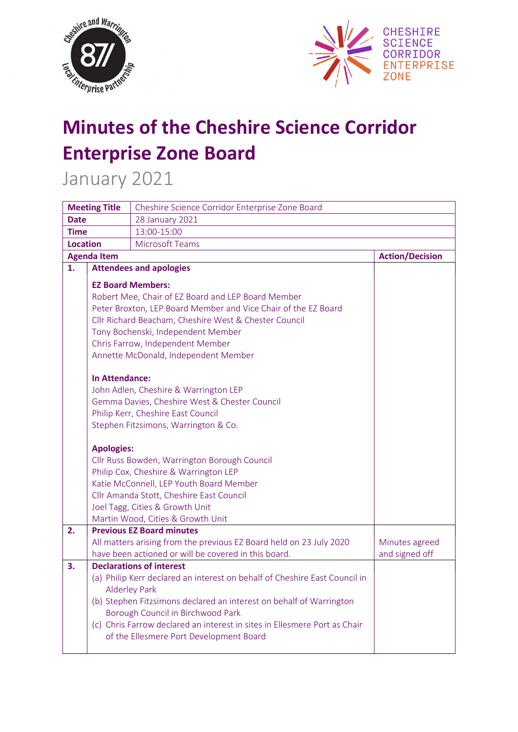# Minutes of the Cheshire Science Corridor Enterprise Zone Board

January 2021

| Meeting Title | Cheshire Science Corridor Enterprise Zone Board | |
|---|---|---|
| Date | 28 January 2021 | |
| Time | 13:00-15:00 | |
| Location | Microsoft Teams | |
| **Agenda Item** | | **Action/Decision** |
| **1.** | **Attendees and apologies**<br><br>**EZ Board Members:**<br>Robert Mee, Chair of EZ Board and LEP Board Member<br>Peter Broxton, LEP Board Member and Vice Chair of the EZ Board<br>Cllr Richard Beacham, Cheshire West & Chester Council<br>Tony Bochenski, Independent Member<br>Chris Farrow, Independent Member<br>Annette McDonald, Independent Member<br><br>**In Attendance:**<br>John Adlen, Cheshire & Warrington LEP<br>Gemma Davies, Cheshire West & Chester Council<br>Philip Kerr, Cheshire East Council<br>Stephen Fitzsimons, Warrington & Co.<br><br>**Apologies:**<br>Cllr Russ Bowden, Warrington Borough Council<br>Philip Cox, Cheshire & Warrington LEP<br>Katie McConnell, LEP Youth Board Member<br>Cllr Amanda Stott, Cheshire East Council<br>Joel Tagg, Cities & Growth Unit<br>Martin Wood, Cities & Growth Unit | |
| **2.** | **Previous EZ Board minutes**<br>All matters arising from the previous EZ Board held on 23 July 2020 have been actioned or will be covered in this board. | Minutes agreed and signed off |
| **3.** | **Declarations of interest**<br>(a) Philip Kerr declared an interest on behalf of Cheshire East Council in Alderley Park<br>(b) Stephen Fitzsimons declared an interest on behalf of Warrington Borough Council in Birchwood Park<br>(c) Chris Farrow declared an interest in sites in Ellesmere Port as Chair of the Ellesmere Port Development Board | |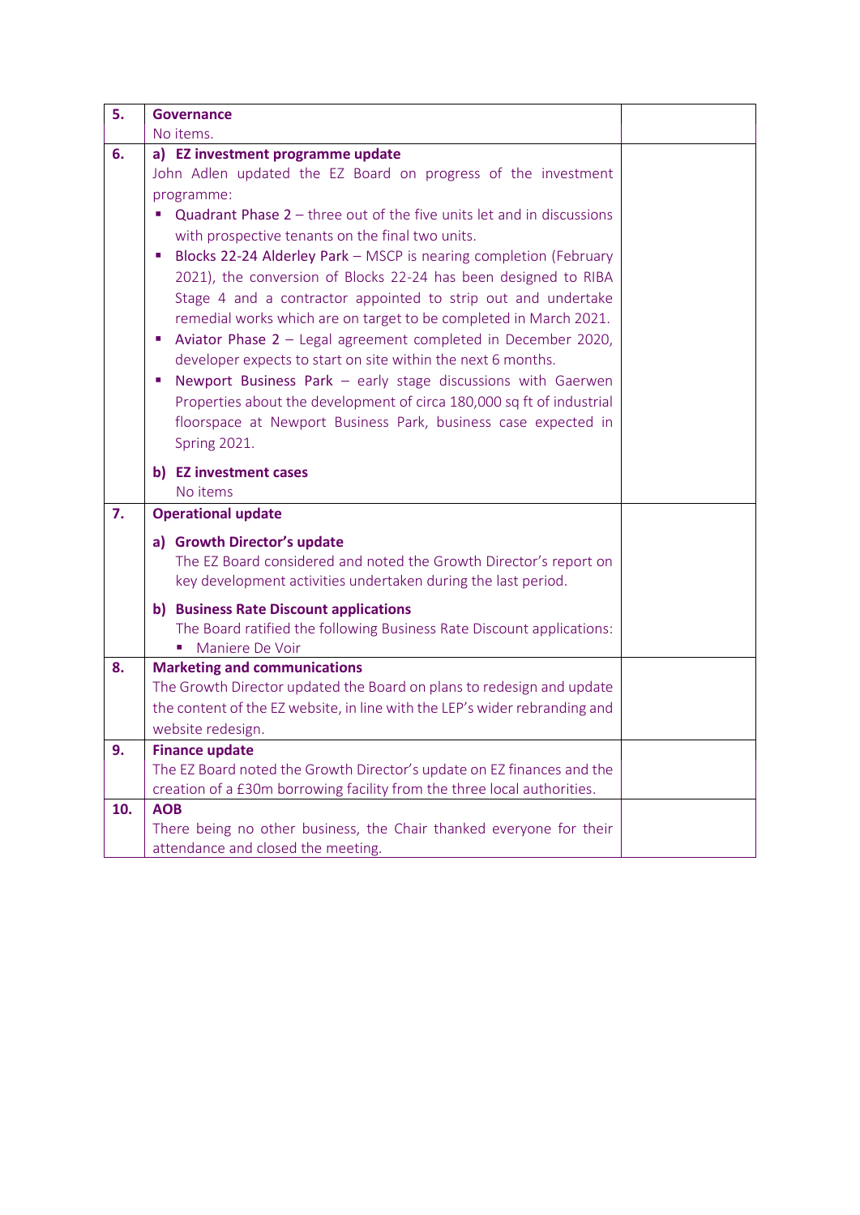| | | |
|---|---|---|
| **5.** | **Governance**<br>No items. | |
| **6.** | **a) EZ investment programme update**<br>John Adlen updated the EZ Board on progress of the investment programme:<br>▪ Quadrant Phase 2 – three out of the five units let and in discussions with prospective tenants on the final two units.<br>▪ Blocks 22-24 Alderley Park – MSCP is nearing completion (February 2021), the conversion of Blocks 22-24 has been designed to RIBA Stage 4 and a contractor appointed to strip out and undertake remedial works which are on target to be completed in March 2021.<br>▪ Aviator Phase 2 – Legal agreement completed in December 2020, developer expects to start on site within the next 6 months.<br>▪ Newport Business Park – early stage discussions with Gaerwen Properties about the development of circa 180,000 sq ft of industrial floorspace at Newport Business Park, business case expected in Spring 2021.<br><br>**b) EZ investment cases**<br>No items | |
| **7.** | **Operational update**<br><br>**a) Growth Director's update**<br>The EZ Board considered and noted the Growth Director's report on key development activities undertaken during the last period.<br><br>**b) Business Rate Discount applications**<br>The Board ratified the following Business Rate Discount applications:<br>▪ Maniere De Voir | |
| **8.** | **Marketing and communications**<br>The Growth Director updated the Board on plans to redesign and update the content of the EZ website, in line with the LEP's wider rebranding and website redesign. | |
| **9.** | **Finance update**<br>The EZ Board noted the Growth Director's update on EZ finances and the creation of a £30m borrowing facility from the three local authorities. | |
| **10.** | **AOB**<br>There being no other business, the Chair thanked everyone for their attendance and closed the meeting. | |